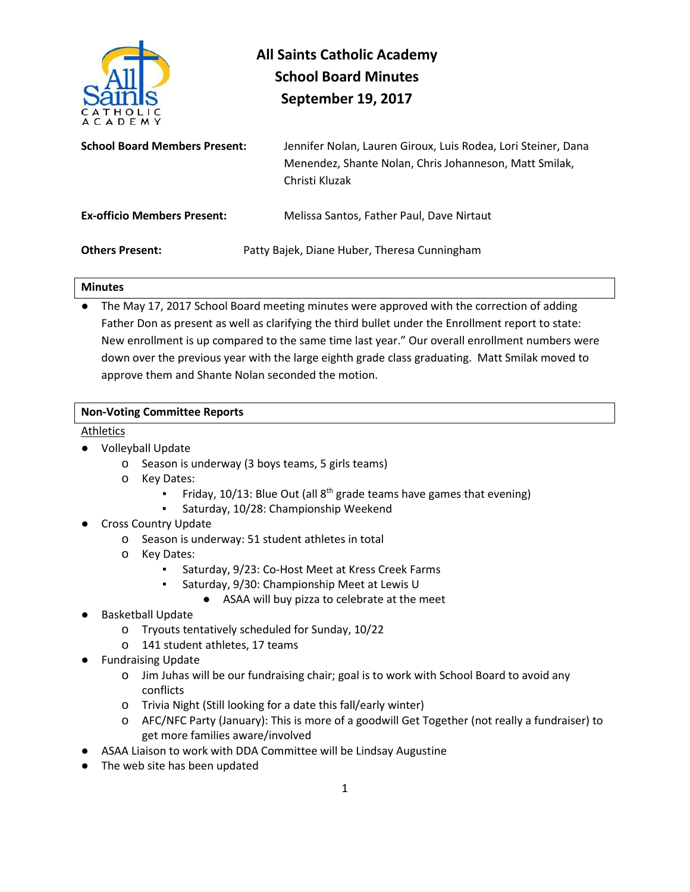# All Saints Catholic Academy
## School Board Minutes
## September 19, 2017

**School Board Members Present:** Jennifer Nolan, Lauren Giroux, Luis Rodea, Lori Steiner, Dana Menendez, Shante Nolan, Chris Johanneson, Matt Smilak, Christi Kluzak

**Ex-officio Members Present:** Melissa Santos, Father Paul, Dave Nirtaut

**Others Present:** Patty Bajek, Diane Huber, Theresa Cunningham

### Minutes

- The May 17, 2017 School Board meeting minutes were approved with the correction of adding Father Don as present as well as clarifying the third bullet under the Enrollment report to state: New enrollment is up compared to the same time last year." Our overall enrollment numbers were down over the previous year with the large eighth grade class graduating. Matt Smilak moved to approve them and Shante Nolan seconded the motion.

### Non-Voting Committee Reports

Athletics

- Volleyball Update
  - Season is underway (3 boys teams, 5 girls teams)
  - Key Dates:
    - Friday, 10/13: Blue Out (all 8th grade teams have games that evening)
    - Saturday, 10/28: Championship Weekend
- Cross Country Update
  - Season is underway: 51 student athletes in total
  - Key Dates:
    - Saturday, 9/23: Co-Host Meet at Kress Creek Farms
    - Saturday, 9/30: Championship Meet at Lewis U
      - ASAA will buy pizza to celebrate at the meet
- Basketball Update
  - Tryouts tentatively scheduled for Sunday, 10/22
  - 141 student athletes, 17 teams
- Fundraising Update
  - Jim Juhas will be our fundraising chair; goal is to work with School Board to avoid any conflicts
  - Trivia Night (Still looking for a date this fall/early winter)
  - AFC/NFC Party (January): This is more of a goodwill Get Together (not really a fundraiser) to get more families aware/involved
- ASAA Liaison to work with DDA Committee will be Lindsay Augustine
- The web site has been updated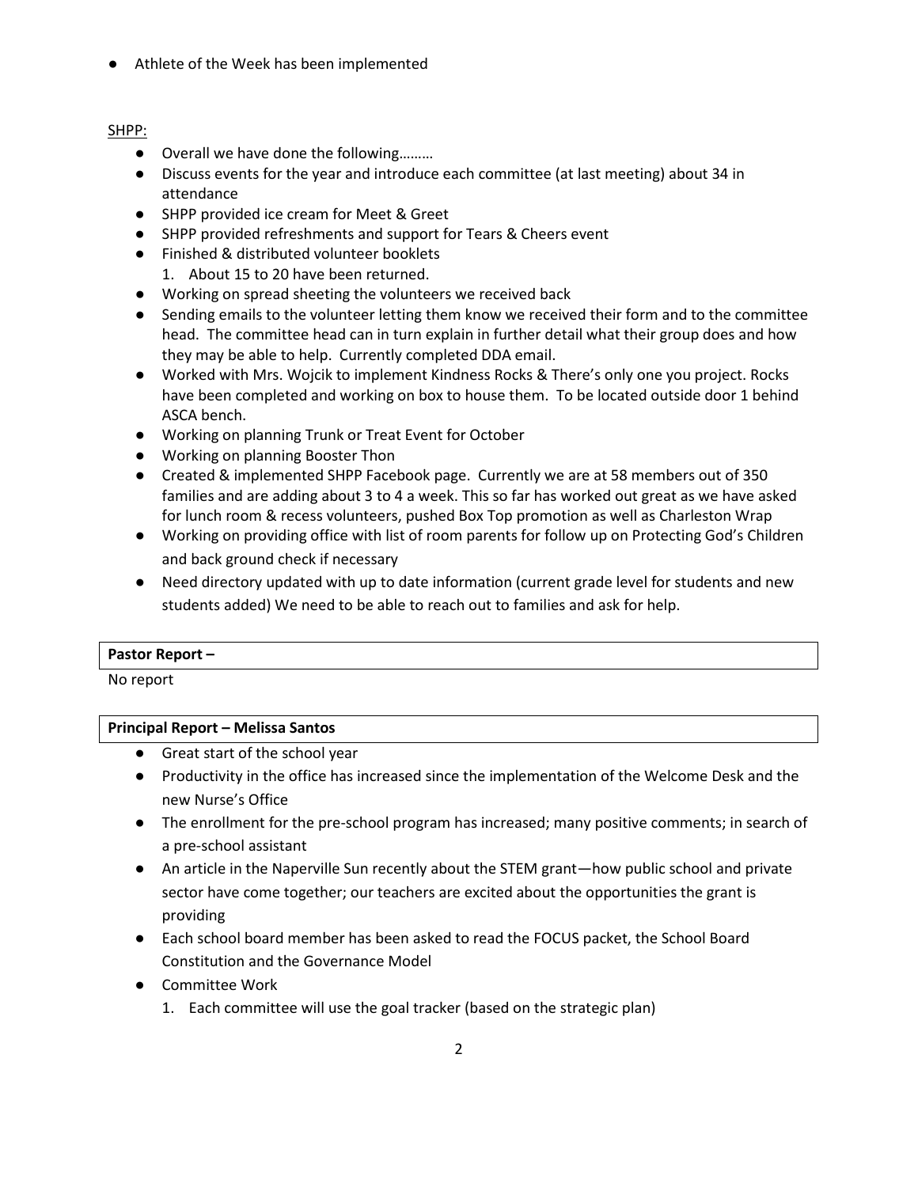- Athlete of the Week has been implemented

SHPP:

- Overall we have done the following………
- Discuss events for the year and introduce each committee (at last meeting) about 34 in attendance
- SHPP provided ice cream for Meet & Greet
- SHPP provided refreshments and support for Tears & Cheers event
- Finished & distributed volunteer booklets
  1. About 15 to 20 have been returned.
- Working on spread sheeting the volunteers we received back
- Sending emails to the volunteer letting them know we received their form and to the committee head. The committee head can in turn explain in further detail what their group does and how they may be able to help. Currently completed DDA email.
- Worked with Mrs. Wojcik to implement Kindness Rocks & There's only one you project. Rocks have been completed and working on box to house them. To be located outside door 1 behind ASCA bench.
- Working on planning Trunk or Treat Event for October
- Working on planning Booster Thon
- Created & implemented SHPP Facebook page. Currently we are at 58 members out of 350 families and are adding about 3 to 4 a week. This so far has worked out great as we have asked for lunch room & recess volunteers, pushed Box Top promotion as well as Charleston Wrap
- Working on providing office with list of room parents for follow up on Protecting God's Children and back ground check if necessary
- Need directory updated with up to date information (current grade level for students and new students added) We need to be able to reach out to families and ask for help.

**Pastor Report –**

No report

**Principal Report – Melissa Santos**

- Great start of the school year
- Productivity in the office has increased since the implementation of the Welcome Desk and the new Nurse's Office
- The enrollment for the pre-school program has increased; many positive comments; in search of a pre-school assistant
- An article in the Naperville Sun recently about the STEM grant—how public school and private sector have come together; our teachers are excited about the opportunities the grant is providing
- Each school board member has been asked to read the FOCUS packet, the School Board Constitution and the Governance Model
- Committee Work
  1. Each committee will use the goal tracker (based on the strategic plan)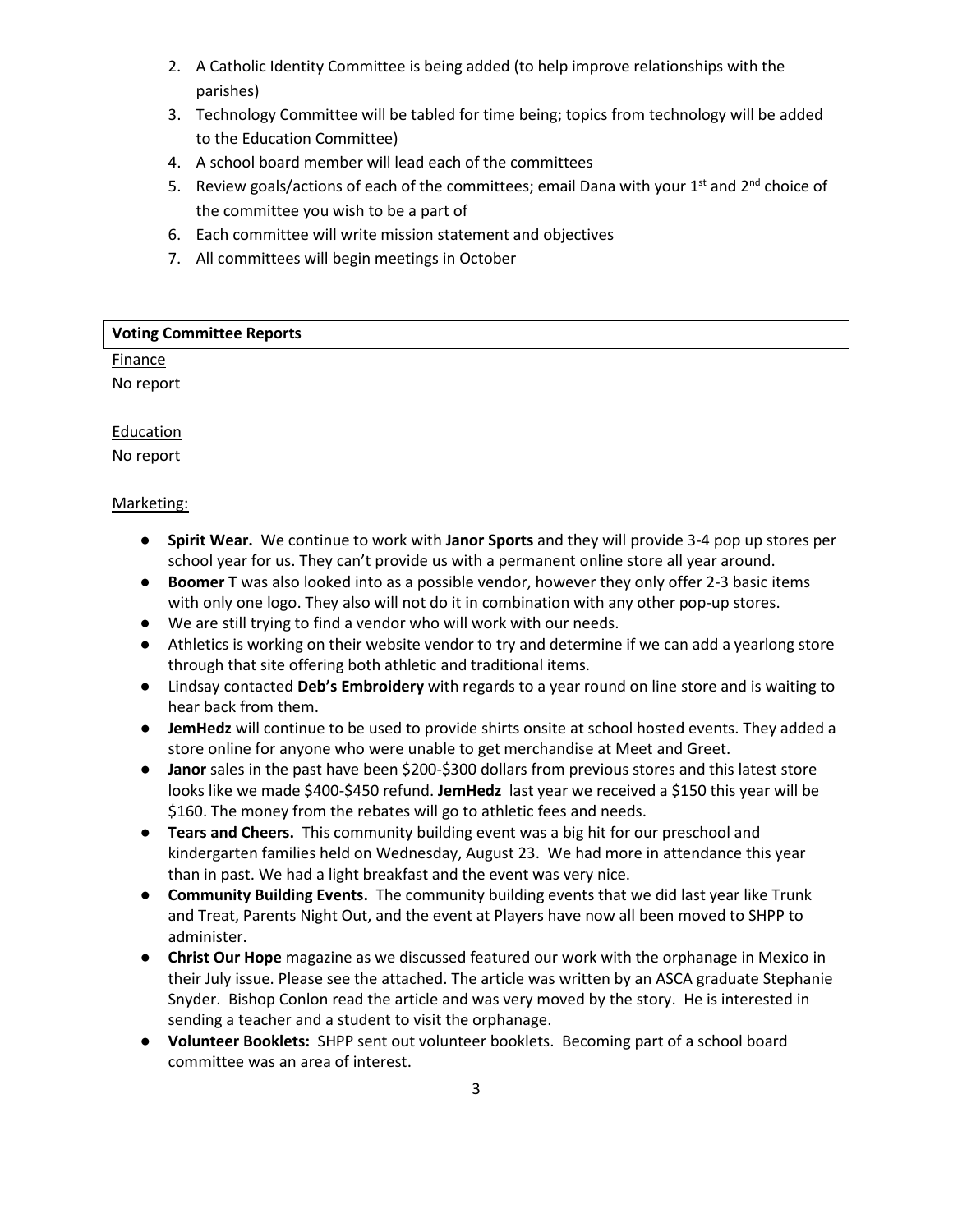2. A Catholic Identity Committee is being added (to help improve relationships with the parishes)
3. Technology Committee will be tabled for time being; topics from technology will be added to the Education Committee)
4. A school board member will lead each of the committees
5. Review goals/actions of each of the committees; email Dana with your 1st and 2nd choice of the committee you wish to be a part of
6. Each committee will write mission statement and objectives
7. All committees will begin meetings in October

| **Voting Committee Reports** |
|---|

Finance

No report

Education

No report

Marketing:

- **Spirit Wear.** We continue to work with **Janor Sports** and they will provide 3-4 pop up stores per school year for us. They can't provide us with a permanent online store all year around.
- **Boomer T** was also looked into as a possible vendor, however they only offer 2-3 basic items with only one logo. They also will not do it in combination with any other pop-up stores.
- We are still trying to find a vendor who will work with our needs.
- Athletics is working on their website vendor to try and determine if we can add a yearlong store through that site offering both athletic and traditional items.
- Lindsay contacted **Deb's Embroidery** with regards to a year round on line store and is waiting to hear back from them.
- **JemHedz** will continue to be used to provide shirts onsite at school hosted events. They added a store online for anyone who were unable to get merchandise at Meet and Greet.
- **Janor** sales in the past have been $200-$300 dollars from previous stores and this latest store looks like we made $400-$450 refund. **JemHedz** last year we received a $150 this year will be $160. The money from the rebates will go to athletic fees and needs.
- **Tears and Cheers.** This community building event was a big hit for our preschool and kindergarten families held on Wednesday, August 23. We had more in attendance this year than in past. We had a light breakfast and the event was very nice.
- **Community Building Events.** The community building events that we did last year like Trunk and Treat, Parents Night Out, and the event at Players have now all been moved to SHPP to administer.
- **Christ Our Hope** magazine as we discussed featured our work with the orphanage in Mexico in their July issue. Please see the attached. The article was written by an ASCA graduate Stephanie Snyder. Bishop Conlon read the article and was very moved by the story. He is interested in sending a teacher and a student to visit the orphanage.
- **Volunteer Booklets:** SHPP sent out volunteer booklets. Becoming part of a school board committee was an area of interest.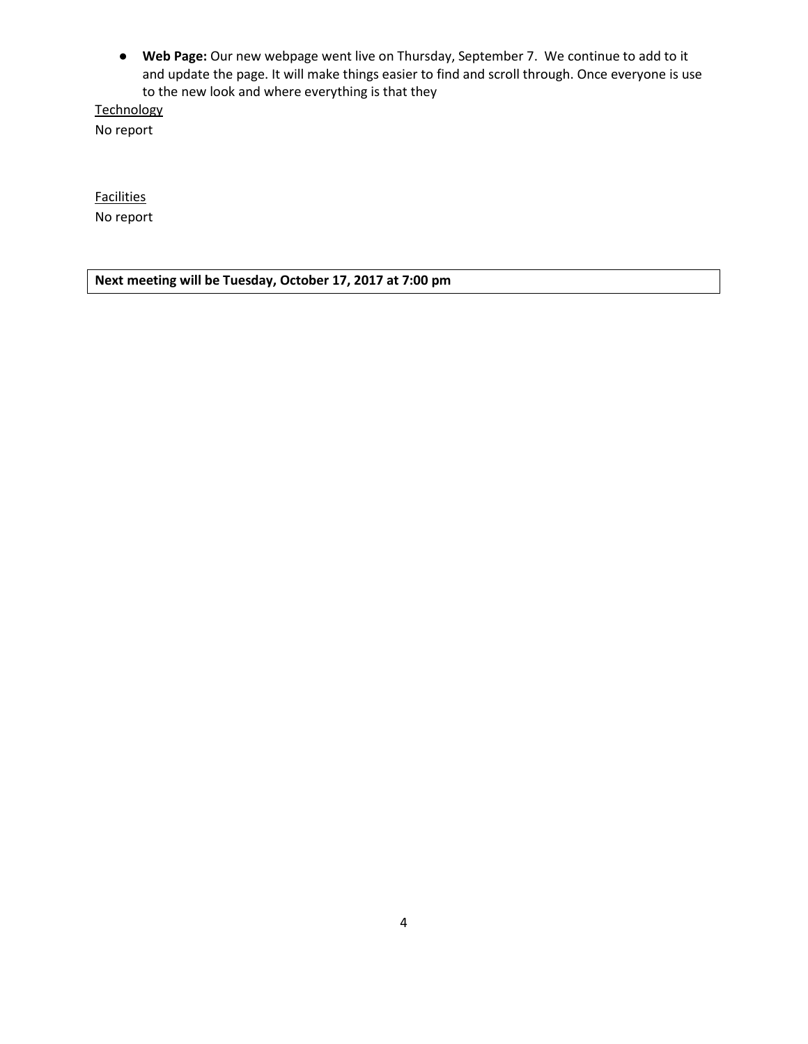- **Web Page:** Our new webpage went live on Thursday, September 7.  We continue to add to it and update the page. It will make things easier to find and scroll through. Once everyone is use to the new look and where everything is that they

<u>Technology</u>

No report

<u>Facilities</u>

No report

**Next meeting will be Tuesday, October 17, 2017 at 7:00 pm**